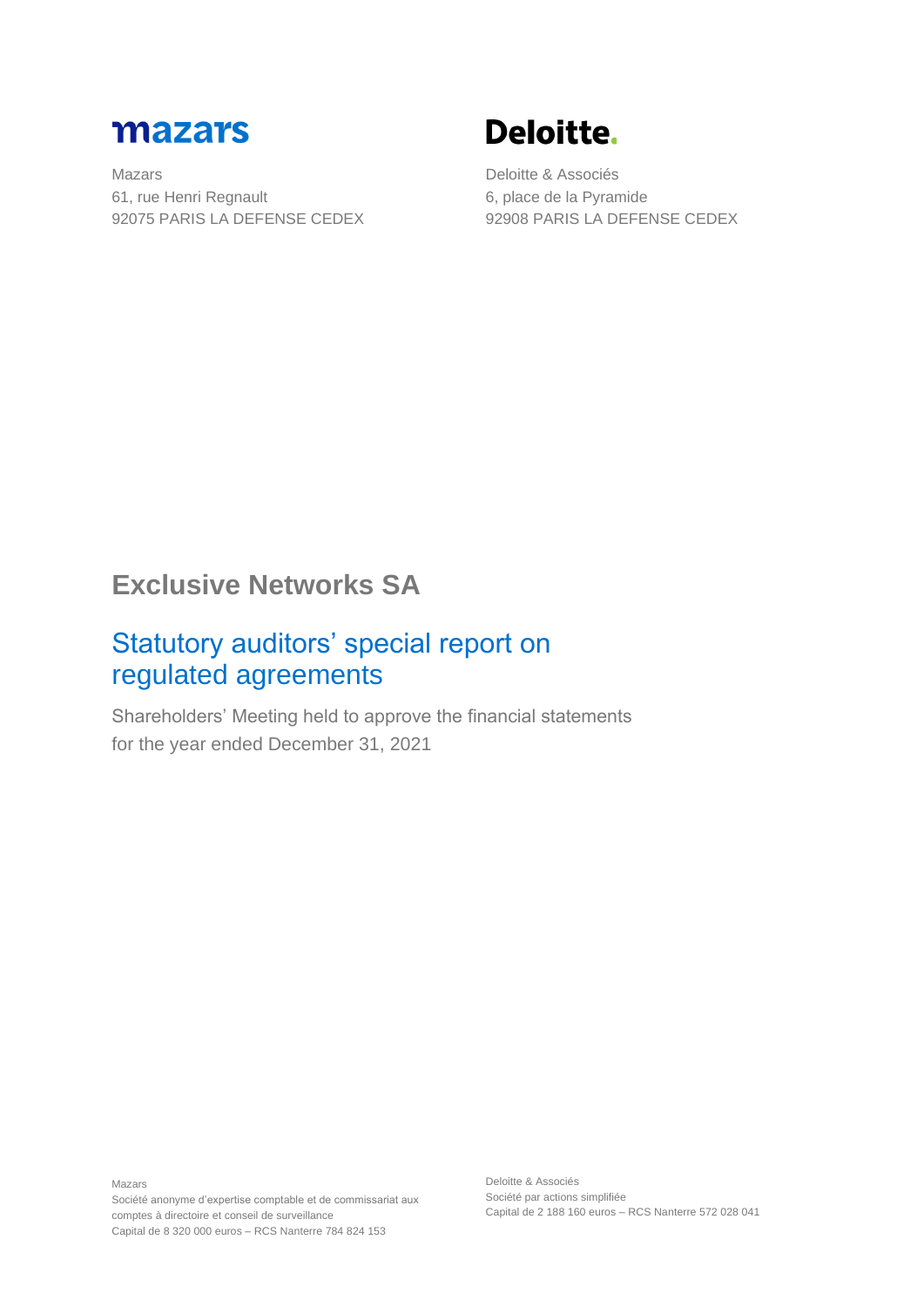**mazars**

Mazars
61, rue Henri Regnault
92075 PARIS LA DEFENSE CEDEX

**Deloitte.**

Deloitte & Associés
6, place de la Pyramide
92908 PARIS LA DEFENSE CEDEX

# Exclusive Networks SA

## Statutory auditors' special report on regulated agreements

Shareholders' Meeting held to approve the financial statements for the year ended December 31, 2021

Mazars
Société anonyme d'expertise comptable et de commissariat aux comptes à directoire et conseil de surveillance
Capital de 8 320 000 euros – RCS Nanterre 784 824 153

Deloitte & Associés
Société par actions simplifiée
Capital de 2 188 160 euros – RCS Nanterre 572 028 041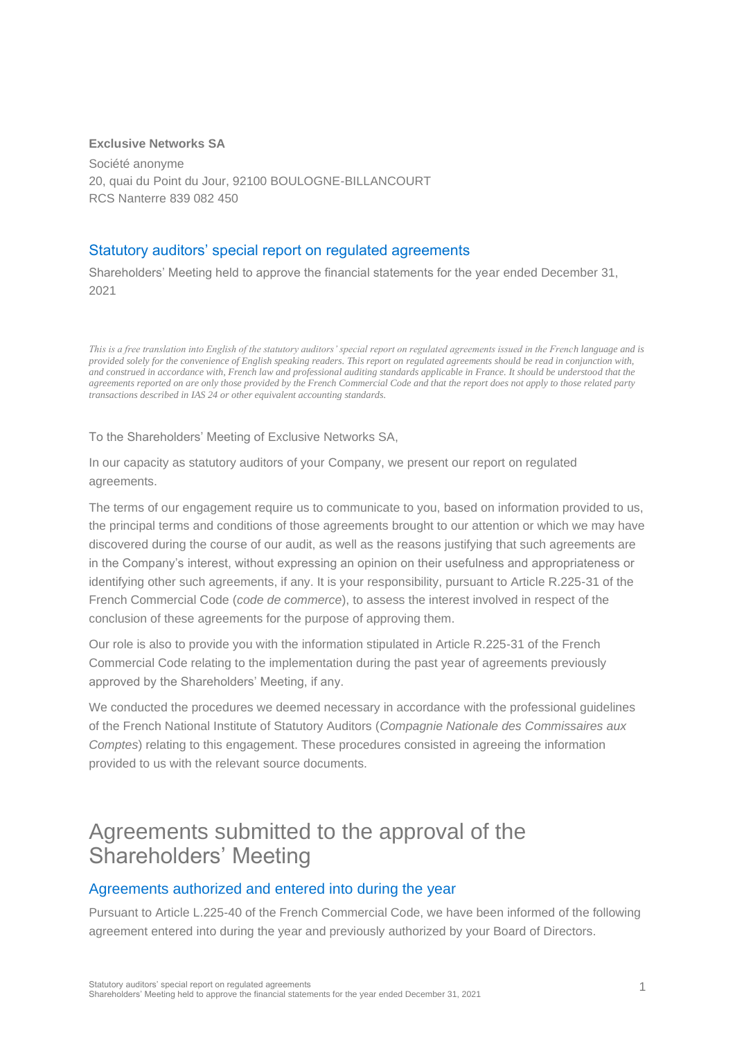**Exclusive Networks SA**

Société anonyme

20, quai du Point du Jour, 92100 BOULOGNE-BILLANCOURT

RCS Nanterre 839 082 450

## Statutory auditors' special report on regulated agreements

Shareholders' Meeting held to approve the financial statements for the year ended December 31, 2021

*This is a free translation into English of the statutory auditors' special report on regulated agreements issued in the French language and is provided solely for the convenience of English speaking readers. This report on regulated agreements should be read in conjunction with, and construed in accordance with, French law and professional auditing standards applicable in France. It should be understood that the agreements reported on are only those provided by the French Commercial Code and that the report does not apply to those related party transactions described in IAS 24 or other equivalent accounting standards.*

To the Shareholders' Meeting of Exclusive Networks SA,

In our capacity as statutory auditors of your Company, we present our report on regulated agreements.

The terms of our engagement require us to communicate to you, based on information provided to us, the principal terms and conditions of those agreements brought to our attention or which we may have discovered during the course of our audit, as well as the reasons justifying that such agreements are in the Company's interest, without expressing an opinion on their usefulness and appropriateness or identifying other such agreements, if any. It is your responsibility, pursuant to Article R.225-31 of the French Commercial Code (*code de commerce*), to assess the interest involved in respect of the conclusion of these agreements for the purpose of approving them.

Our role is also to provide you with the information stipulated in Article R.225-31 of the French Commercial Code relating to the implementation during the past year of agreements previously approved by the Shareholders' Meeting, if any.

We conducted the procedures we deemed necessary in accordance with the professional guidelines of the French National Institute of Statutory Auditors (*Compagnie Nationale des Commissaires aux Comptes*) relating to this engagement. These procedures consisted in agreeing the information provided to us with the relevant source documents.

# Agreements submitted to the approval of the Shareholders' Meeting

## Agreements authorized and entered into during the year

Pursuant to Article L.225-40 of the French Commercial Code, we have been informed of the following agreement entered into during the year and previously authorized by your Board of Directors.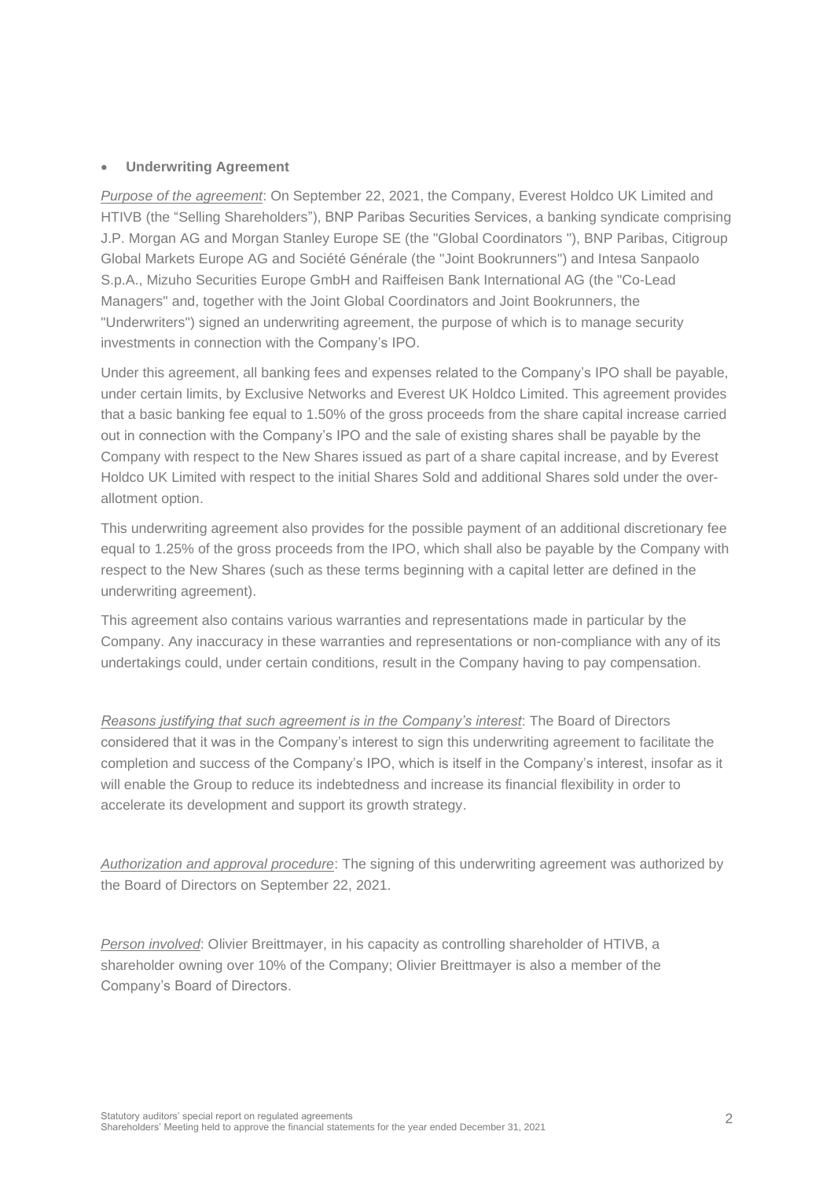- **Underwriting Agreement**

*Purpose of the agreement*: On September 22, 2021, the Company, Everest Holdco UK Limited and HTIVB (the "Selling Shareholders"), BNP Paribas Securities Services, a banking syndicate comprising J.P. Morgan AG and Morgan Stanley Europe SE (the "Global Coordinators "), BNP Paribas, Citigroup Global Markets Europe AG and Société Générale (the "Joint Bookrunners") and Intesa Sanpaolo S.p.A., Mizuho Securities Europe GmbH and Raiffeisen Bank International AG (the "Co-Lead Managers" and, together with the Joint Global Coordinators and Joint Bookrunners, the "Underwriters") signed an underwriting agreement, the purpose of which is to manage security investments in connection with the Company's IPO.

Under this agreement, all banking fees and expenses related to the Company's IPO shall be payable, under certain limits, by Exclusive Networks and Everest UK Holdco Limited. This agreement provides that a basic banking fee equal to 1.50% of the gross proceeds from the share capital increase carried out in connection with the Company's IPO and the sale of existing shares shall be payable by the Company with respect to the New Shares issued as part of a share capital increase, and by Everest Holdco UK Limited with respect to the initial Shares Sold and additional Shares sold under the over-allotment option.

This underwriting agreement also provides for the possible payment of an additional discretionary fee equal to 1.25% of the gross proceeds from the IPO, which shall also be payable by the Company with respect to the New Shares (such as these terms beginning with a capital letter are defined in the underwriting agreement).

This agreement also contains various warranties and representations made in particular by the Company. Any inaccuracy in these warranties and representations or non-compliance with any of its undertakings could, under certain conditions, result in the Company having to pay compensation.

*Reasons justifying that such agreement is in the Company's interest*: The Board of Directors considered that it was in the Company's interest to sign this underwriting agreement to facilitate the completion and success of the Company's IPO, which is itself in the Company's interest, insofar as it will enable the Group to reduce its indebtedness and increase its financial flexibility in order to accelerate its development and support its growth strategy.

*Authorization and approval procedure*: The signing of this underwriting agreement was authorized by the Board of Directors on September 22, 2021.

*Person involved*: Olivier Breittmayer, in his capacity as controlling shareholder of HTIVB, a shareholder owning over 10% of the Company; Olivier Breittmayer is also a member of the Company's Board of Directors.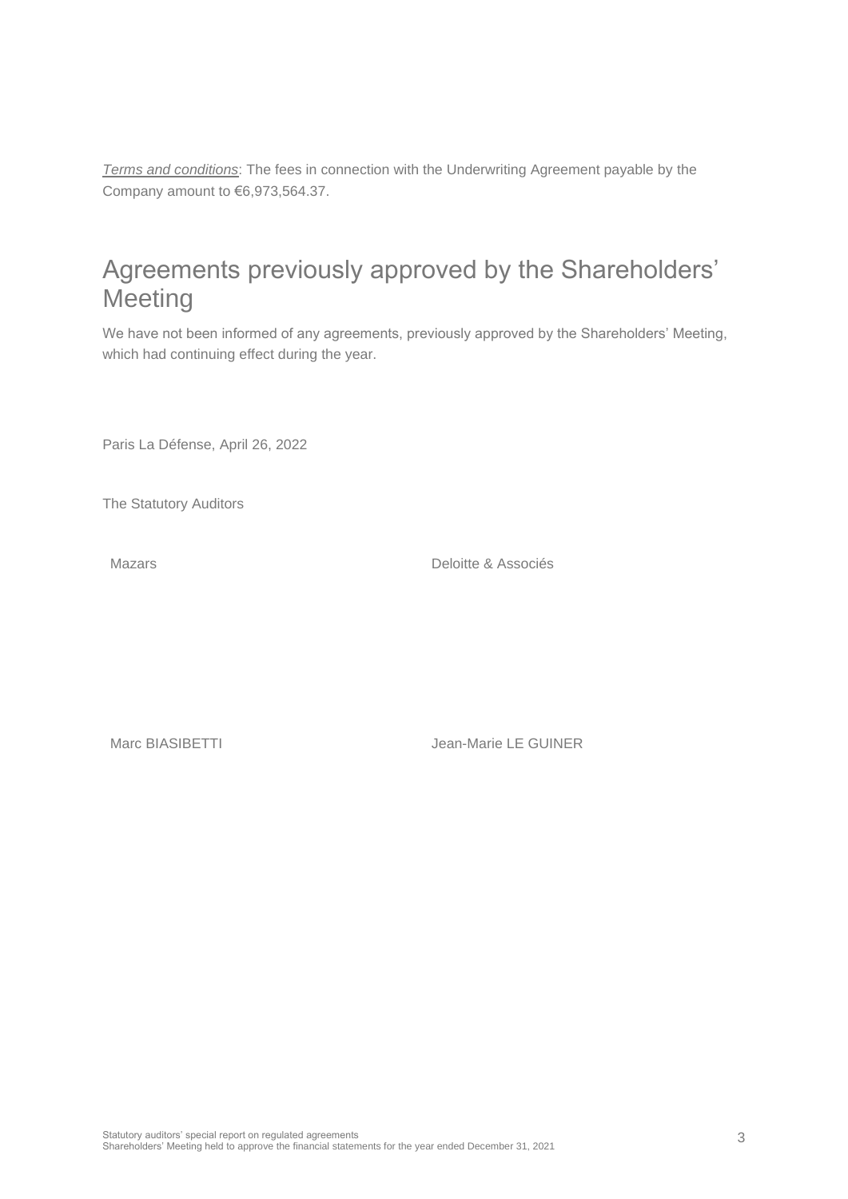*Terms and conditions*: The fees in connection with the Underwriting Agreement payable by the Company amount to €6,973,564.37.

## Agreements previously approved by the Shareholders' Meeting

We have not been informed of any agreements, previously approved by the Shareholders' Meeting, which had continuing effect during the year.

Paris La Défense, April 26, 2022

The Statutory Auditors

| | |
|---|---|
| Mazars | Deloitte & Associés |
| Marc BIASIBETTI | Jean-Marie LE GUINER |